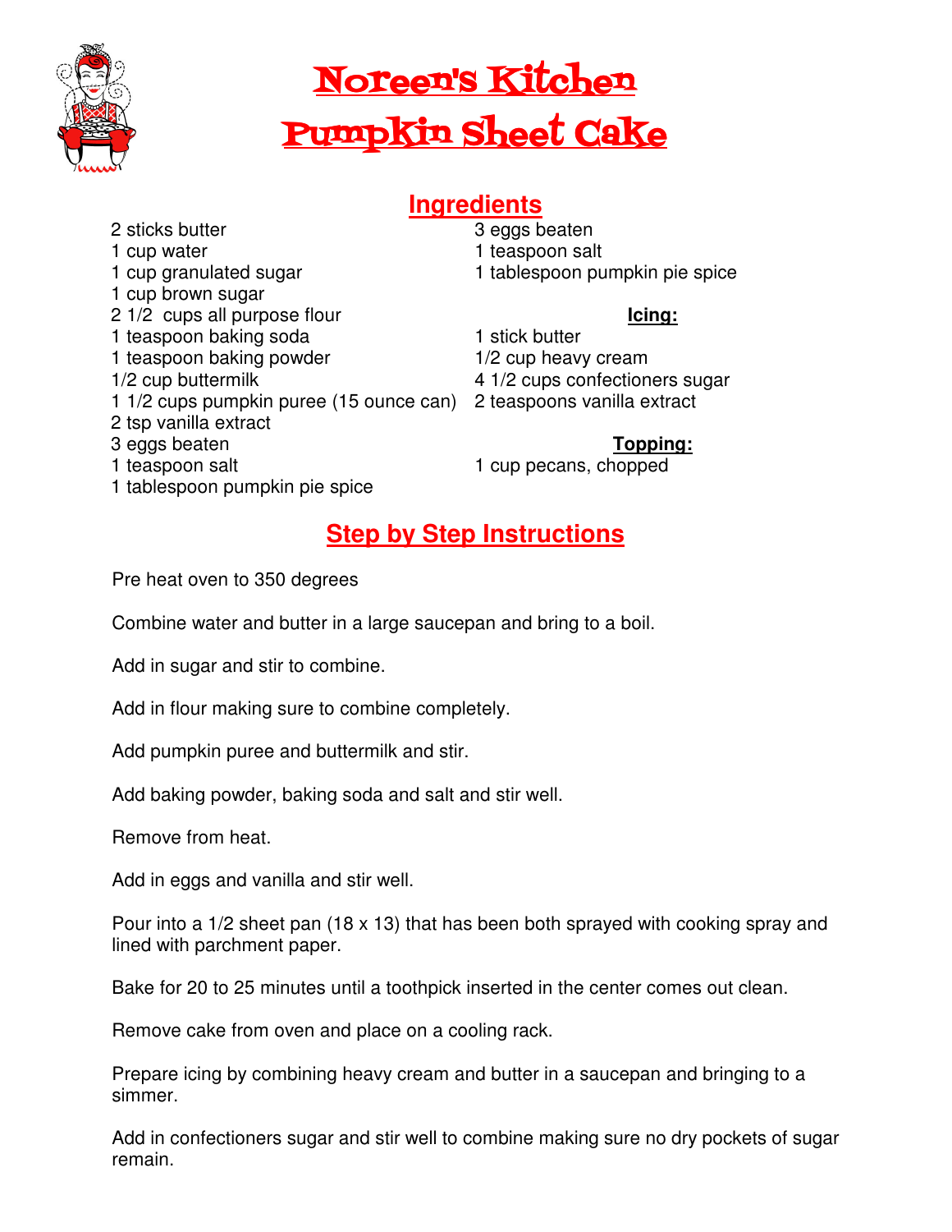# Noreen's Kitchen

# Pumpkin Sheet Cake

## Ingredients

2 sticks butter
1 cup water
1 cup granulated sugar
1 cup brown sugar
2 1/2 cups all purpose flour
1 teaspoon baking soda
1 teaspoon baking powder
1/2 cup buttermilk
1 1/2 cups pumpkin puree (15 ounce can)
2 tsp vanilla extract
3 eggs beaten
1 teaspoon salt
1 tablespoon pumpkin pie spice

3 eggs beaten
1 teaspoon salt
1 tablespoon pumpkin pie spice

**Icing:**

1 stick butter
1/2 cup heavy cream
4 1/2 cups confectioners sugar
2 teaspoons vanilla extract

**Topping:**

1 cup pecans, chopped

## Step by Step Instructions

Pre heat oven to 350 degrees

Combine water and butter in a large saucepan and bring to a boil.

Add in sugar and stir to combine.

Add in flour making sure to combine completely.

Add pumpkin puree and buttermilk and stir.

Add baking powder, baking soda and salt and stir well.

Remove from heat.

Add in eggs and vanilla and stir well.

Pour into a 1/2 sheet pan (18 x 13) that has been both sprayed with cooking spray and lined with parchment paper.

Bake for 20 to 25 minutes until a toothpick inserted in the center comes out clean.

Remove cake from oven and place on a cooling rack.

Prepare icing by combining heavy cream and butter in a saucepan and bringing to a simmer.

Add in confectioners sugar and stir well to combine making sure no dry pockets of sugar remain.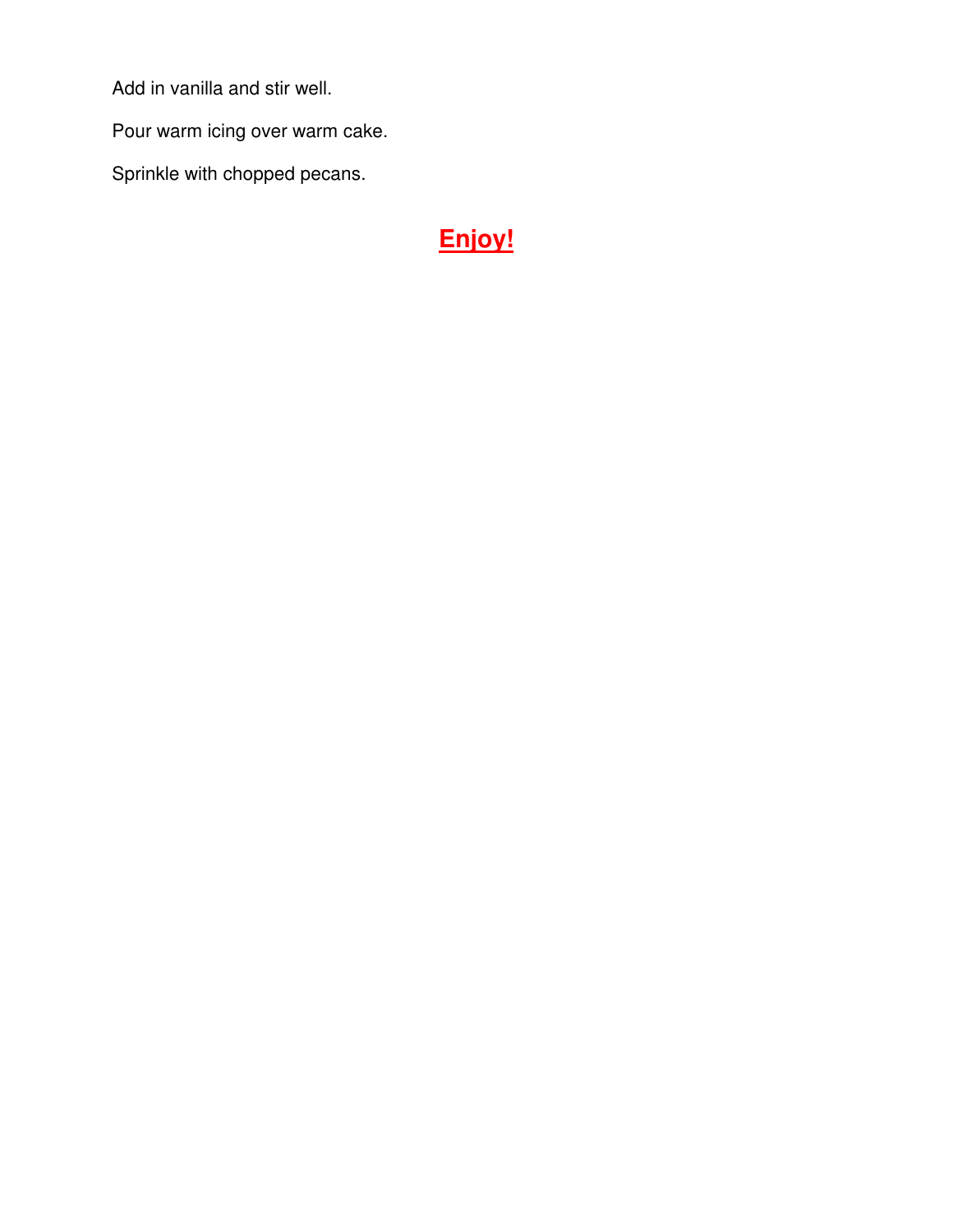Add in vanilla and stir well.

Pour warm icing over warm cake.

Sprinkle with chopped pecans.

**Enjoy!**